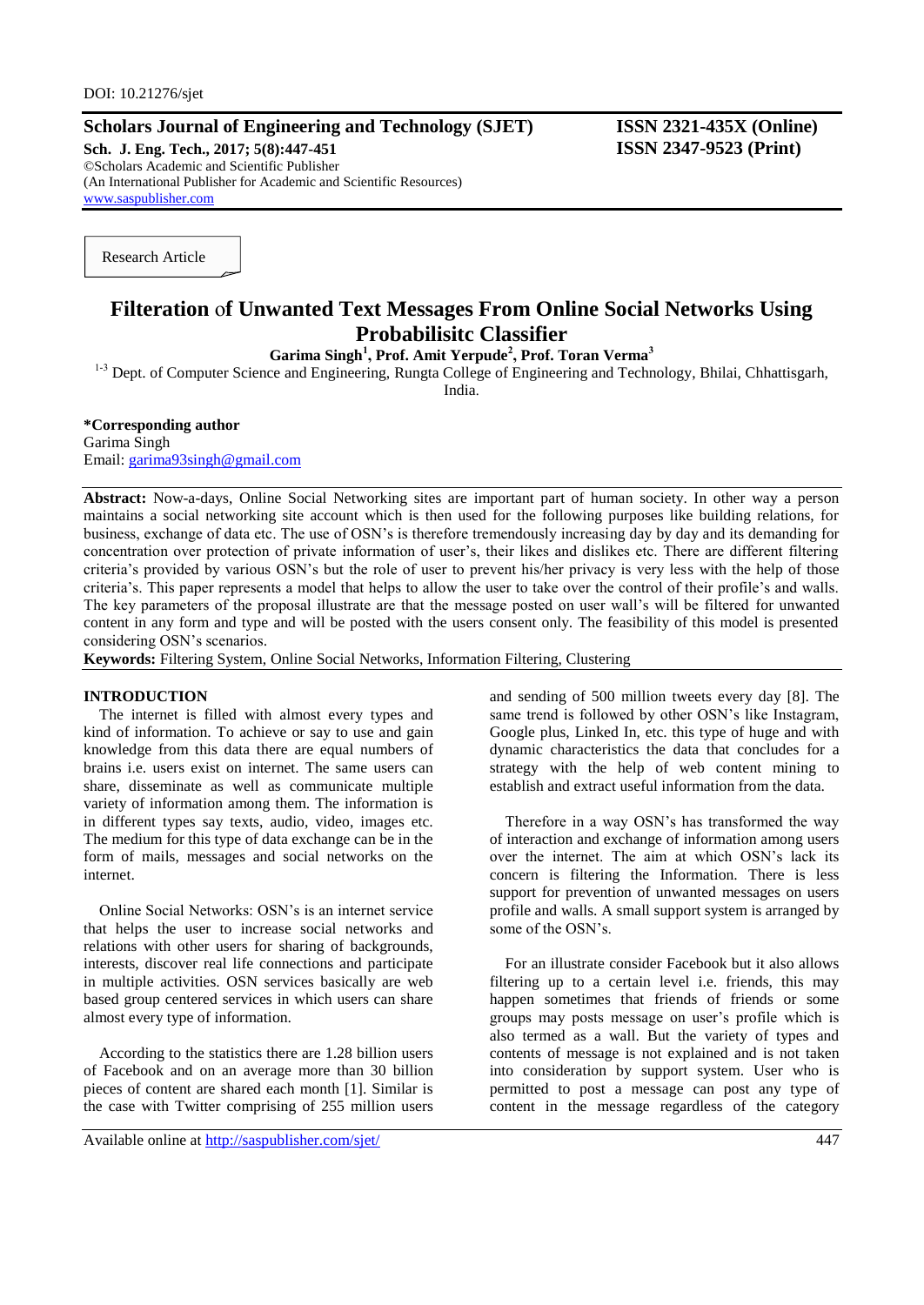DOI: 10.21276/sjet

**Scholars Journal of Engineering and Technology (SJET)**
**Sch. J. Eng. Tech., 2017; 5(8):447-451**
©Scholars Academic and Scientific Publisher
(An International Publisher for Academic and Scientific Resources)
www.saspublisher.com

**ISSN 2321-435X (Online)**
**ISSN 2347-9523 (Print)**

Research Article

# Filteration of Unwanted Text Messages From Online Social Networks Using Probabilisitc Classifier

**Garima Singh[1], Prof. Amit Yerpude[2], Prof. Toran Verma[3]**

[1-3] Dept. of Computer Science and Engineering, Rungta College of Engineering and Technology, Bhilai, Chhattisgarh, India.

**\*Corresponding author**
Garima Singh
Email: garima93singh@gmail.com

**Abstract:** Now-a-days, Online Social Networking sites are important part of human society. In other way a person maintains a social networking site account which is then used for the following purposes like building relations, for business, exchange of data etc. The use of OSN's is therefore tremendously increasing day by day and its demanding for concentration over protection of private information of user's, their likes and dislikes etc. There are different filtering criteria's provided by various OSN's but the role of user to prevent his/her privacy is very less with the help of those criteria's. This paper represents a model that helps to allow the user to take over the control of their profile's and walls. The key parameters of the proposal illustrate are that the message posted on user wall's will be filtered for unwanted content in any form and type and will be posted with the users consent only. The feasibility of this model is presented considering OSN's scenarios.

**Keywords:** Filtering System, Online Social Networks, Information Filtering, Clustering

## INTRODUCTION

The internet is filled with almost every types and kind of information. To achieve or say to use and gain knowledge from this data there are equal numbers of brains i.e. users exist on internet. The same users can share, disseminate as well as communicate multiple variety of information among them. The information is in different types say texts, audio, video, images etc. The medium for this type of data exchange can be in the form of mails, messages and social networks on the internet.

Online Social Networks: OSN's is an internet service that helps the user to increase social networks and relations with other users for sharing of backgrounds, interests, discover real life connections and participate in multiple activities. OSN services basically are web based group centered services in which users can share almost every type of information.

According to the statistics there are 1.28 billion users of Facebook and on an average more than 30 billion pieces of content are shared each month [1]. Similar is the case with Twitter comprising of 255 million users and sending of 500 million tweets every day [8]. The same trend is followed by other OSN's like Instagram, Google plus, Linked In, etc. this type of huge and with dynamic characteristics the data that concludes for a strategy with the help of web content mining to establish and extract useful information from the data.

Therefore in a way OSN's has transformed the way of interaction and exchange of information among users over the internet. The aim at which OSN's lack its concern is filtering the Information. There is less support for prevention of unwanted messages on users profile and walls. A small support system is arranged by some of the OSN's.

For an illustrate consider Facebook but it also allows filtering up to a certain level i.e. friends, this may happen sometimes that friends of friends or some groups may posts message on user's profile which is also termed as a wall. But the variety of types and contents of message is not explained and is not taken into consideration by support system. User who is permitted to post a message can post any type of content in the message regardless of the category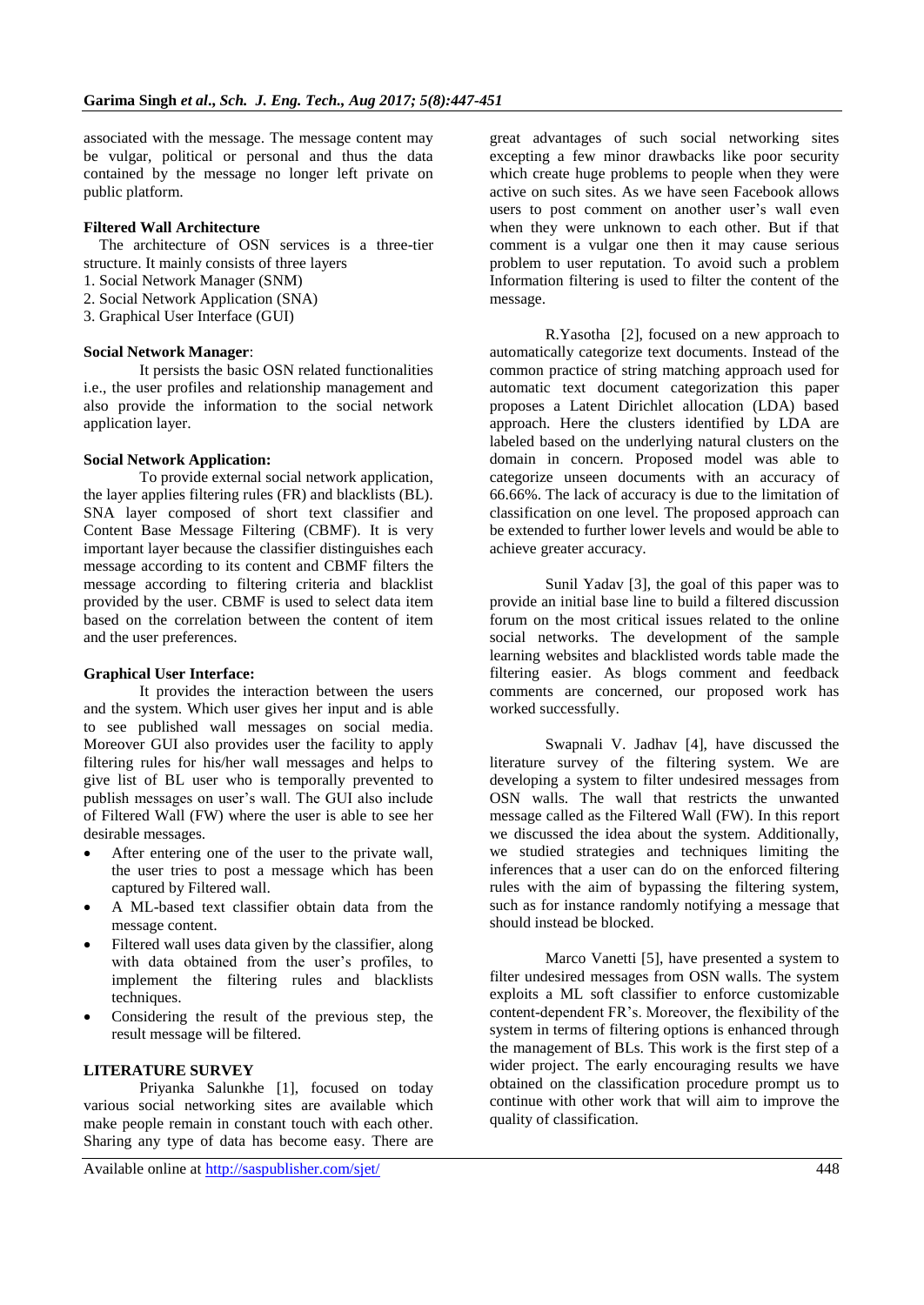associated with the message. The message content may be vulgar, political or personal and thus the data contained by the message no longer left private on public platform.

**Filtered Wall Architecture**

The architecture of OSN services is a three-tier structure. It mainly consists of three layers

1. Social Network Manager (SNM)
2. Social Network Application (SNA)
3. Graphical User Interface (GUI)

**Social Network Manager**:

It persists the basic OSN related functionalities i.e., the user profiles and relationship management and also provide the information to the social network application layer.

**Social Network Application:**

To provide external social network application, the layer applies filtering rules (FR) and blacklists (BL). SNA layer composed of short text classifier and Content Base Message Filtering (CBMF). It is very important layer because the classifier distinguishes each message according to its content and CBMF filters the message according to filtering criteria and blacklist provided by the user. CBMF is used to select data item based on the correlation between the content of item and the user preferences.

**Graphical User Interface:**

It provides the interaction between the users and the system. Which user gives her input and is able to see published wall messages on social media. Moreover GUI also provides user the facility to apply filtering rules for his/her wall messages and helps to give list of BL user who is temporally prevented to publish messages on user's wall. The GUI also include of Filtered Wall (FW) where the user is able to see her desirable messages.

- After entering one of the user to the private wall, the user tries to post a message which has been captured by Filtered wall.
- A ML-based text classifier obtain data from the message content.
- Filtered wall uses data given by the classifier, along with data obtained from the user's profiles, to implement the filtering rules and blacklists techniques.
- Considering the result of the previous step, the result message will be filtered.

**LITERATURE SURVEY**

Priyanka Salunkhe [1], focused on today various social networking sites are available which make people remain in constant touch with each other. Sharing any type of data has become easy. There are great advantages of such social networking sites excepting a few minor drawbacks like poor security which create huge problems to people when they were active on such sites. As we have seen Facebook allows users to post comment on another user's wall even when they were unknown to each other. But if that comment is a vulgar one then it may cause serious problem to user reputation. To avoid such a problem Information filtering is used to filter the content of the message.

R.Yasotha [2], focused on a new approach to automatically categorize text documents. Instead of the common practice of string matching approach used for automatic text document categorization this paper proposes a Latent Dirichlet allocation (LDA) based approach. Here the clusters identified by LDA are labeled based on the underlying natural clusters on the domain in concern. Proposed model was able to categorize unseen documents with an accuracy of 66.66%. The lack of accuracy is due to the limitation of classification on one level. The proposed approach can be extended to further lower levels and would be able to achieve greater accuracy.

Sunil Yadav [3], the goal of this paper was to provide an initial base line to build a filtered discussion forum on the most critical issues related to the online social networks. The development of the sample learning websites and blacklisted words table made the filtering easier. As blogs comment and feedback comments are concerned, our proposed work has worked successfully.

Swapnali V. Jadhav [4], have discussed the literature survey of the filtering system. We are developing a system to filter undesired messages from OSN walls. The wall that restricts the unwanted message called as the Filtered Wall (FW). In this report we discussed the idea about the system. Additionally, we studied strategies and techniques limiting the inferences that a user can do on the enforced filtering rules with the aim of bypassing the filtering system, such as for instance randomly notifying a message that should instead be blocked.

Marco Vanetti [5], have presented a system to filter undesired messages from OSN walls. The system exploits a ML soft classifier to enforce customizable content-dependent FR's. Moreover, the flexibility of the system in terms of filtering options is enhanced through the management of BLs. This work is the first step of a wider project. The early encouraging results we have obtained on the classification procedure prompt us to continue with other work that will aim to improve the quality of classification.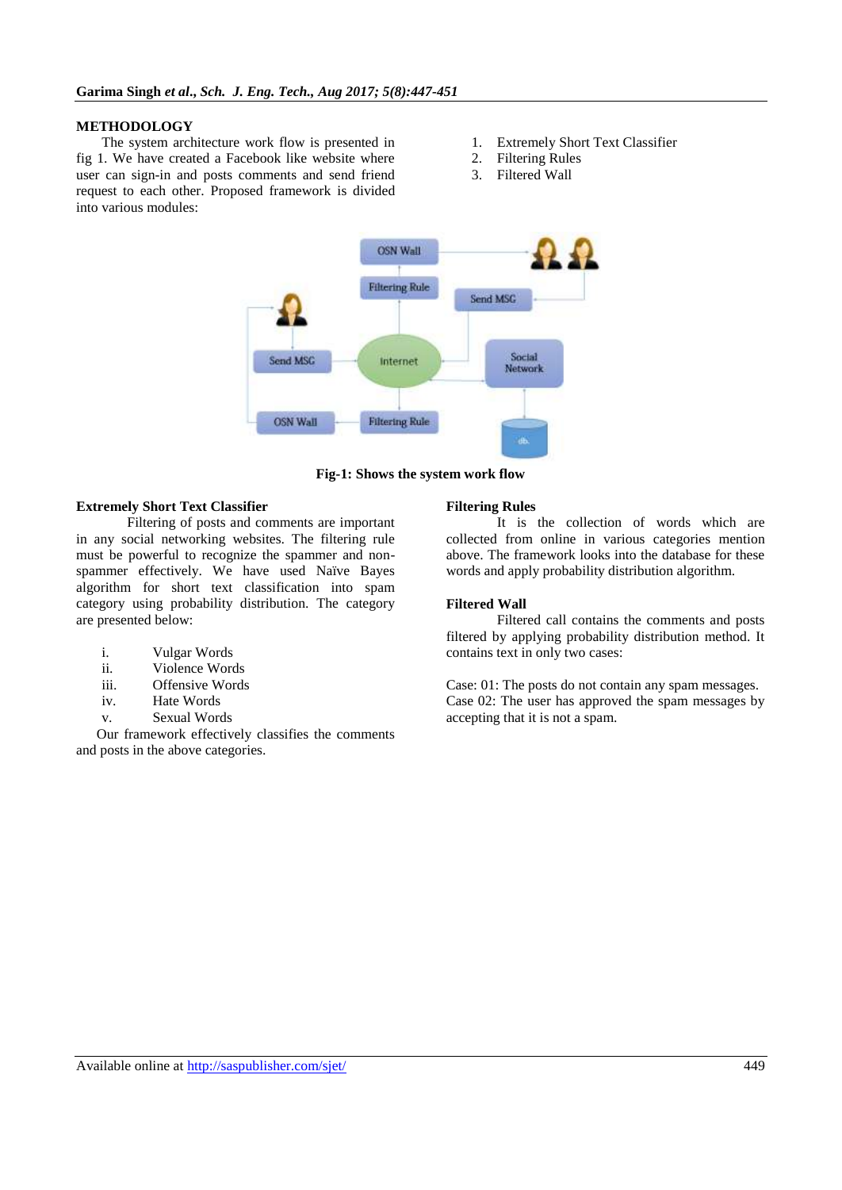## METHODOLOGY

The system architecture work flow is presented in fig 1. We have created a Facebook like website where user can sign-in and posts comments and send friend request to each other. Proposed framework is divided into various modules:

1. Extremely Short Text Classifier
2. Filtering Rules
3. Filtered Wall

**Fig-1: Shows the system work flow**

### Extremely Short Text Classifier

Filtering of posts and comments are important in any social networking websites. The filtering rule must be powerful to recognize the spammer and non-spammer effectively. We have used Naïve Bayes algorithm for short text classification into spam category using probability distribution. The category are presented below:

i. Vulgar Words
ii. Violence Words
iii. Offensive Words
iv. Hate Words
v. Sexual Words

Our framework effectively classifies the comments and posts in the above categories.

### Filtering Rules

It is the collection of words which are collected from online in various categories mention above. The framework looks into the database for these words and apply probability distribution algorithm.

### Filtered Wall

Filtered call contains the comments and posts filtered by applying probability distribution method. It contains text in only two cases:

Case: 01: The posts do not contain any spam messages.
Case 02: The user has approved the spam messages by accepting that it is not a spam.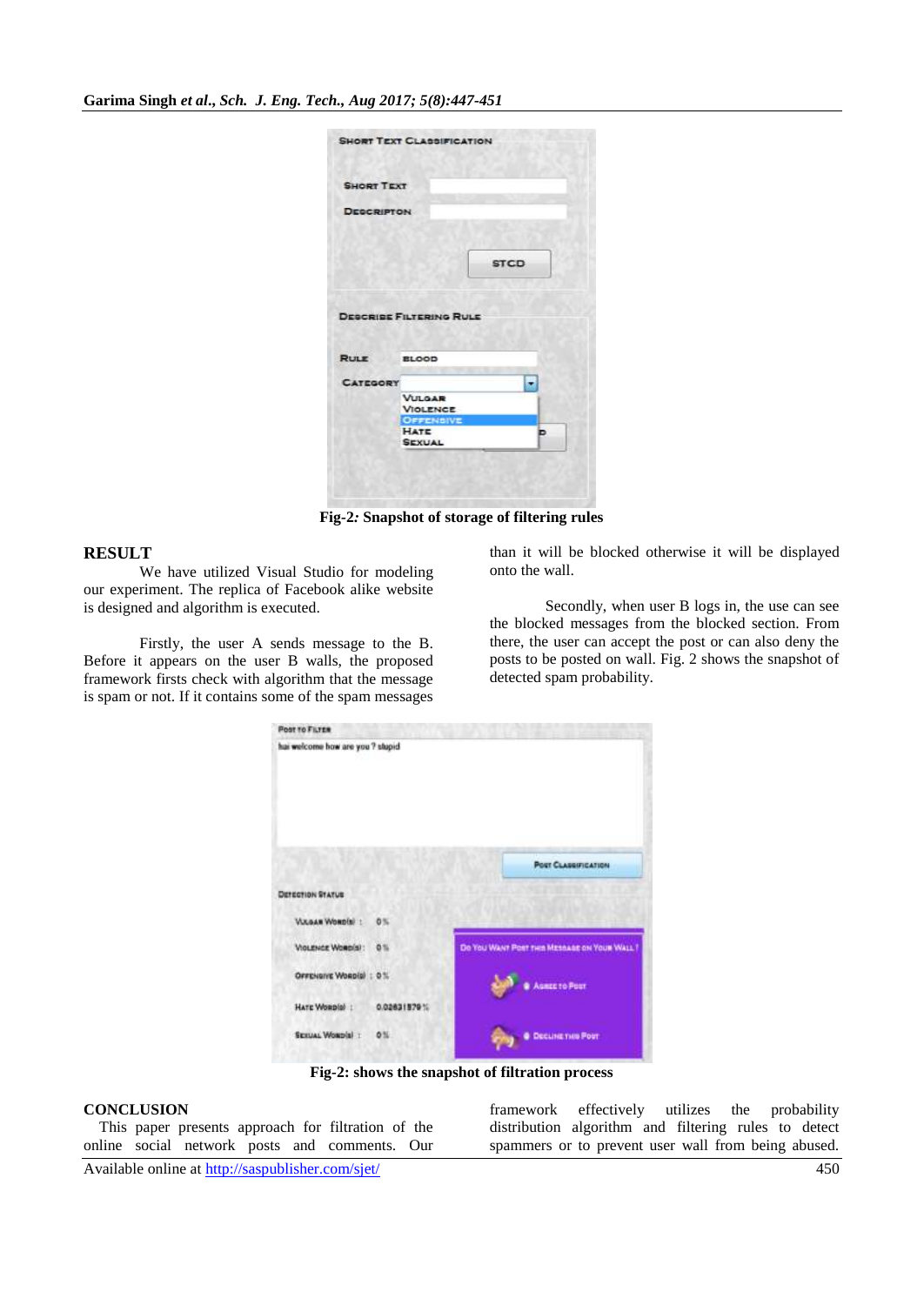Fig-2*:* Snapshot of storage of filtering rules

## RESULT

We have utilized Visual Studio for modeling our experiment. The replica of Facebook alike website is designed and algorithm is executed.

Firstly, the user A sends message to the B. Before it appears on the user B walls, the proposed framework firsts check with algorithm that the message is spam or not. If it contains some of the spam messages than it will be blocked otherwise it will be displayed onto the wall.

Secondly, when user B logs in, the use can see the blocked messages from the blocked section. From there, the user can accept the post or can also deny the posts to be posted on wall. Fig. 2 shows the snapshot of detected spam probability.

**Fig-2: shows the snapshot of filtration process**

## CONCLUSION

This paper presents approach for filtration of the online social network posts and comments. Our framework effectively utilizes the probability distribution algorithm and filtering rules to detect spammers or to prevent user wall from being abused.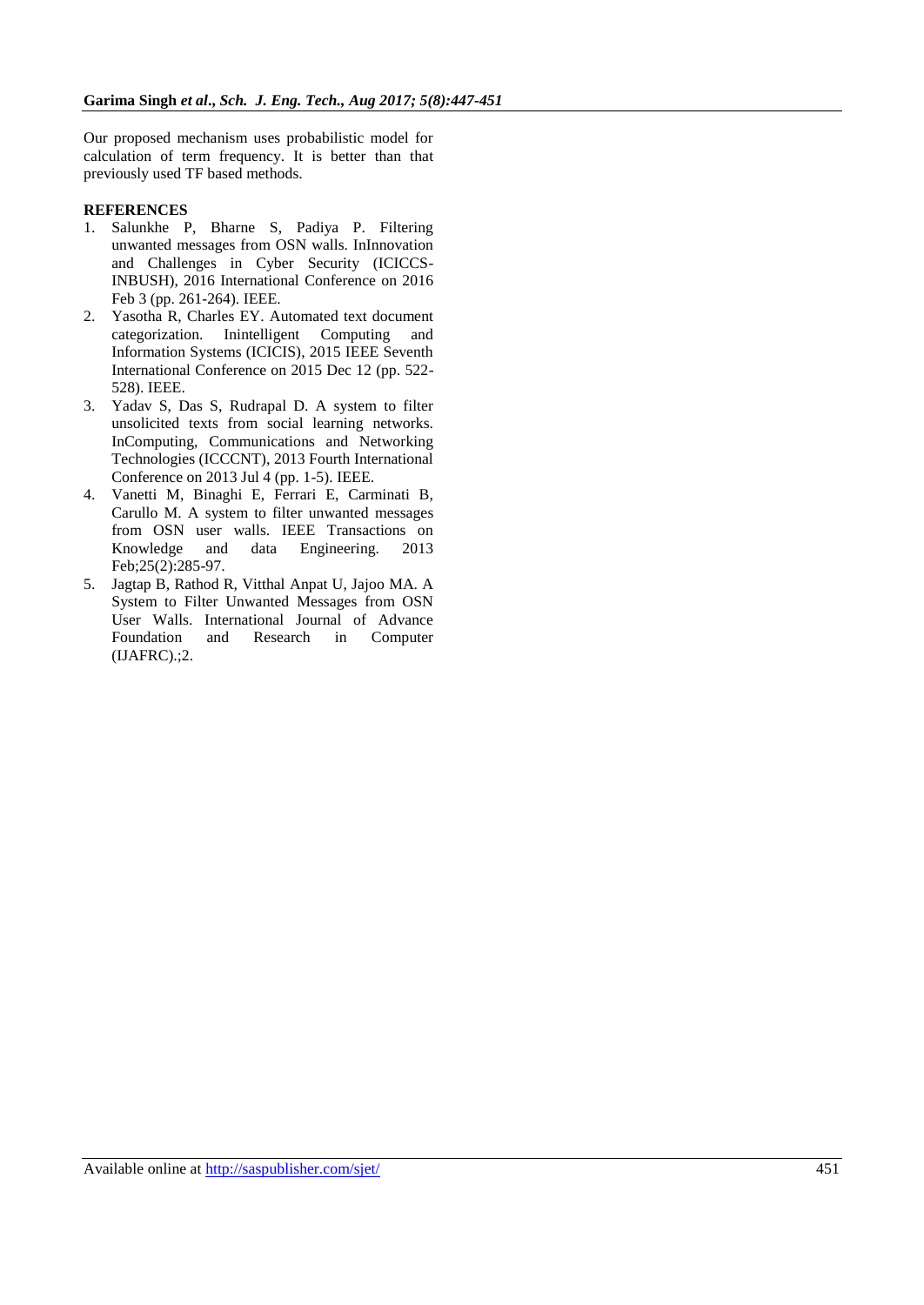Our proposed mechanism uses probabilistic model for calculation of term frequency. It is better than that previously used TF based methods.

## REFERENCES

1. Salunkhe P, Bharne S, Padiya P. Filtering unwanted messages from OSN walls. InInnovation and Challenges in Cyber Security (ICICCS-INBUSH), 2016 International Conference on 2016 Feb 3 (pp. 261-264). IEEE.
2. Yasotha R, Charles EY. Automated text document categorization. Inintelligent Computing and Information Systems (ICICIS), 2015 IEEE Seventh International Conference on 2015 Dec 12 (pp. 522-528). IEEE.
3. Yadav S, Das S, Rudrapal D. A system to filter unsolicited texts from social learning networks. InComputing, Communications and Networking Technologies (ICCCNT), 2013 Fourth International Conference on 2013 Jul 4 (pp. 1-5). IEEE.
4. Vanetti M, Binaghi E, Ferrari E, Carminati B, Carullo M. A system to filter unwanted messages from OSN user walls. IEEE Transactions on Knowledge and data Engineering. 2013 Feb;25(2):285-97.
5. Jagtap B, Rathod R, Vitthal Anpat U, Jajoo MA. A System to Filter Unwanted Messages from OSN User Walls. International Journal of Advance Foundation and Research in Computer (IJAFRC).;2.